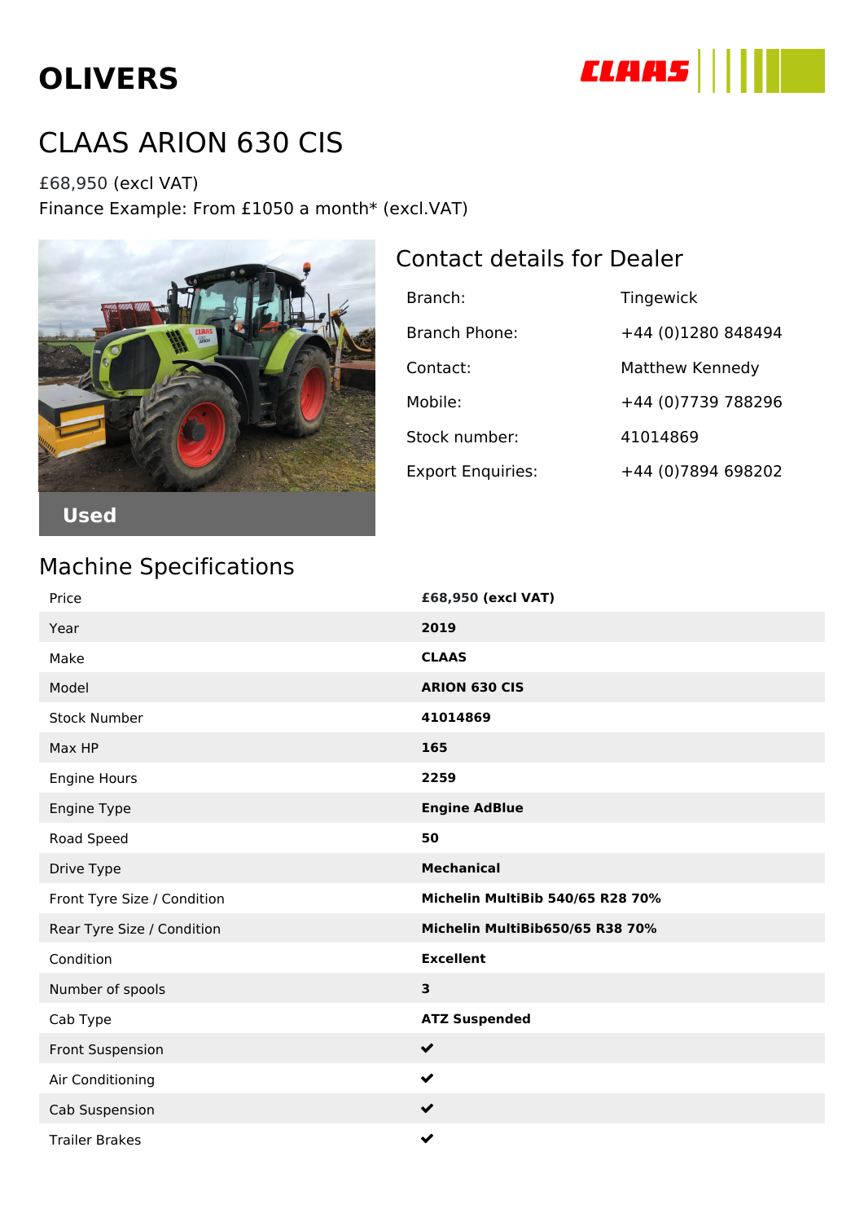# OLIVERS

CLAAS

# CLAAS ARION 630 CIS

£68,950 (excl VAT)
Finance Example: From £1050 a month* (excl.VAT)

Used

## Contact details for Dealer

| | |
|---|---|
| Branch: | Tingewick |
| Branch Phone: | +44 (0)1280 848494 |
| Contact: | Matthew Kennedy |
| Mobile: | +44 (0)7739 788296 |
| Stock number: | 41014869 |
| Export Enquiries: | +44 (0)7894 698202 |

## Machine Specifications

| | |
|---|---|
| Price | **£68,950 (excl VAT)** |
| Year | **2019** |
| Make | **CLAAS** |
| Model | **ARION 630 CIS** |
| Stock Number | **41014869** |
| Max HP | **165** |
| Engine Hours | **2259** |
| Engine Type | **Engine AdBlue** |
| Road Speed | **50** |
| Drive Type | **Mechanical** |
| Front Tyre Size / Condition | **Michelin MultiBib 540/65 R28 70%** |
| Rear Tyre Size / Condition | **Michelin MultiBib650/65 R38 70%** |
| Condition | **Excellent** |
| Number of spools | **3** |
| Cab Type | **ATZ Suspended** |
| Front Suspension | ✔ |
| Air Conditioning | ✔ |
| Cab Suspension | ✔ |
| Trailer Brakes | ✔ |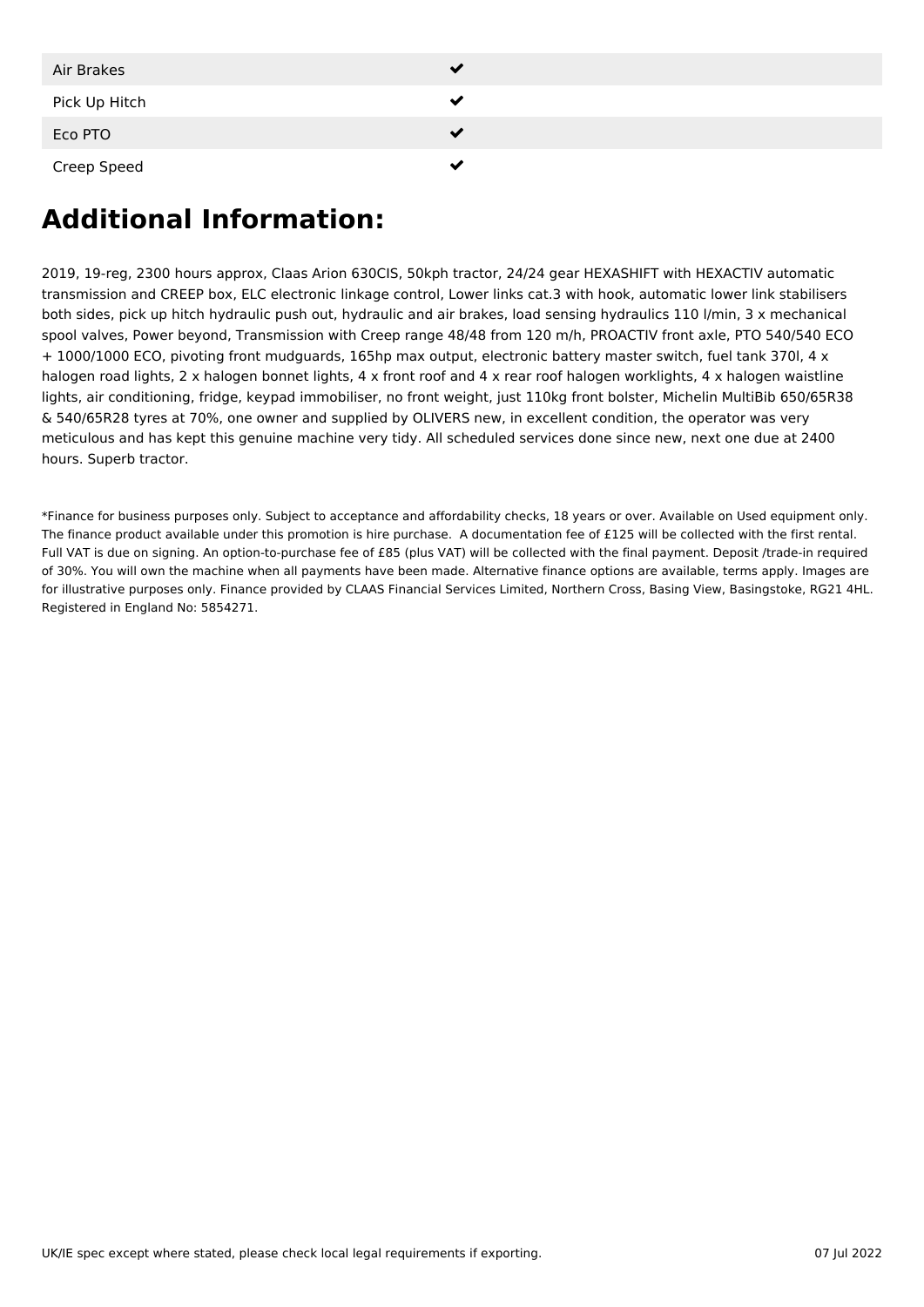| | |
|---|---|
| Air Brakes | ✔ |
| Pick Up Hitch | ✔ |
| Eco PTO | ✔ |
| Creep Speed | ✔ |

# Additional Information:

2019, 19-reg, 2300 hours approx, Claas Arion 630CIS, 50kph tractor, 24/24 gear HEXASHIFT with HEXACTIV automatic transmission and CREEP box, ELC electronic linkage control, Lower links cat.3 with hook, automatic lower link stabilisers both sides, pick up hitch hydraulic push out, hydraulic and air brakes, load sensing hydraulics 110 l/min, 3 x mechanical spool valves, Power beyond, Transmission with Creep range 48/48 from 120 m/h, PROACTIV front axle, PTO 540/540 ECO + 1000/1000 ECO, pivoting front mudguards, 165hp max output, electronic battery master switch, fuel tank 370l, 4 x halogen road lights, 2 x halogen bonnet lights, 4 x front roof and 4 x rear roof halogen worklights, 4 x halogen waistline lights, air conditioning, fridge, keypad immobiliser, no front weight, just 110kg front bolster, Michelin MultiBib 650/65R38 & 540/65R28 tyres at 70%, one owner and supplied by OLIVERS new, in excellent condition, the operator was very meticulous and has kept this genuine machine very tidy. All scheduled services done since new, next one due at 2400 hours. Superb tractor.

*Finance for business purposes only. Subject to acceptance and affordability checks, 18 years or over. Available on Used equipment only. The finance product available under this promotion is hire purchase. A documentation fee of £125 will be collected with the first rental. Full VAT is due on signing. An option-to-purchase fee of £85 (plus VAT) will be collected with the final payment. Deposit /trade-in required of 30%. You will own the machine when all payments have been made. Alternative finance options are available, terms apply. Images are for illustrative purposes only. Finance provided by CLAAS Financial Services Limited, Northern Cross, Basing View, Basingstoke, RG21 4HL. Registered in England No: 5854271.